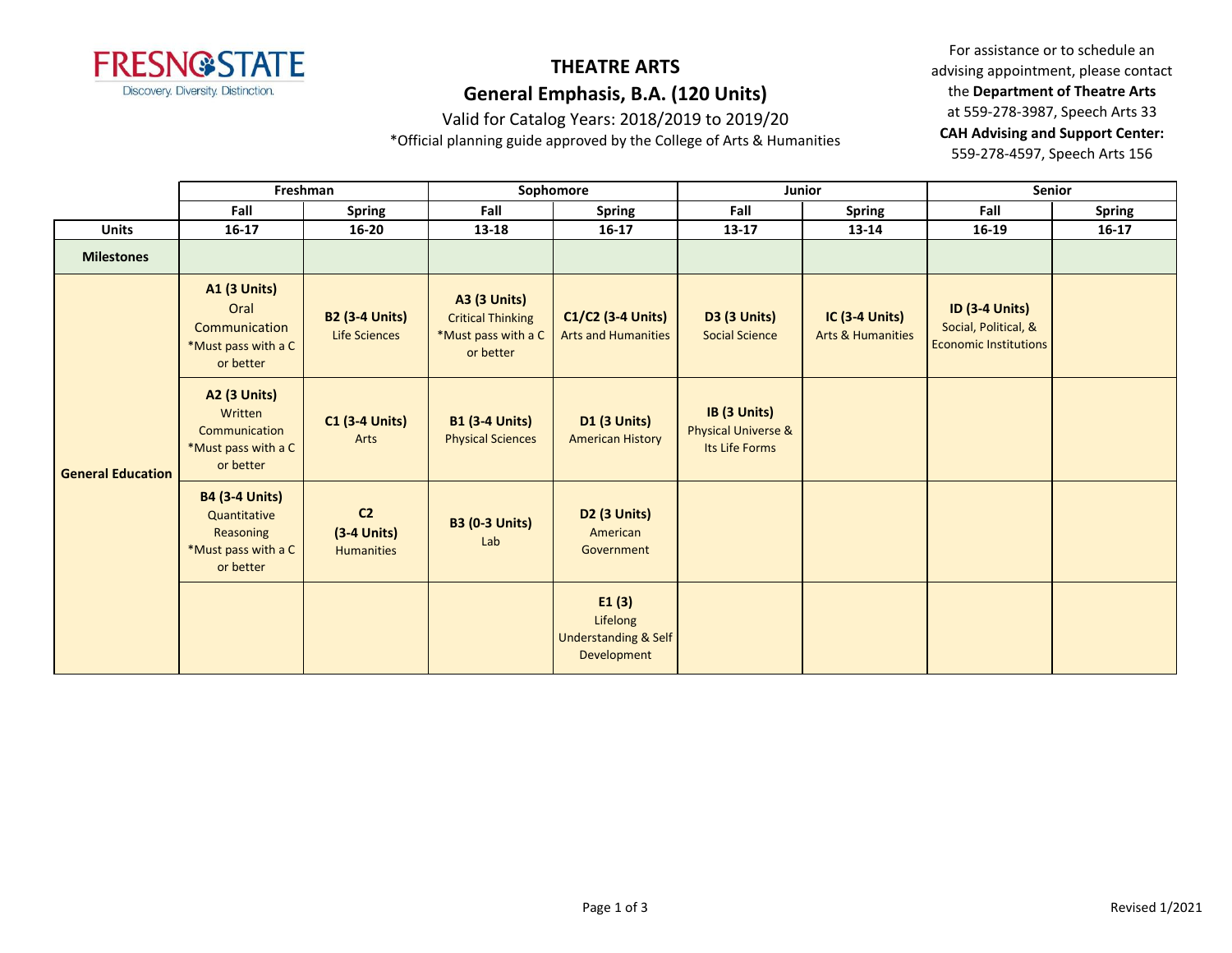FRESNO STATE
Discovery. Diversity. Distinction.

# THEATRE ARTS

## General Emphasis, B.A. (120 Units)

Valid for Catalog Years: 2018/2019 to 2019/20

*Official planning guide approved by the College of Arts & Humanities

For assistance or to schedule an advising appointment, please contact the **Department of Theatre Arts** at 559-278-3987, Speech Arts 33

**CAH Advising and Support Center:** 559-278-4597, Speech Arts 156

| | Freshman | | Sophomore | | Junior | | Senior | |
|---|---|---|---|---|---|---|---|---|
| | Fall | Spring | Fall | Spring | Fall | Spring | Fall | Spring |
| **Units** | 16-17 | 16-20 | 13-18 | 16-17 | 13-17 | 13-14 | 16-19 | 16-17 |
| **Milestones** | | | | | | | | |
| **General Education** | **A1 (3 Units)** Oral Communication *Must pass with a C or better | **B2 (3-4 Units)** Life Sciences | **A3 (3 Units)** Critical Thinking *Must pass with a C or better | **C1/C2 (3-4 Units)** Arts and Humanities | **D3 (3 Units)** Social Science | **IC (3-4 Units)** Arts & Humanities | **ID (3-4 Units)** Social, Political, & Economic Institutions | |
| | **A2 (3 Units)** Written Communication *Must pass with a C or better | **C1 (3-4 Units)** Arts | **B1 (3-4 Units)** Physical Sciences | **D1 (3 Units)** American History | **IB (3 Units)** Physical Universe & Its Life Forms | | | |
| | **B4 (3-4 Units)** Quantitative Reasoning *Must pass with a C or better | **C2 (3-4 Units)** Humanities | **B3 (0-3 Units)** Lab | **D2 (3 Units)** American Government | | | | |
| | | | | **E1 (3)** Lifelong Understanding & Self Development | | | | |

Revised 1/2021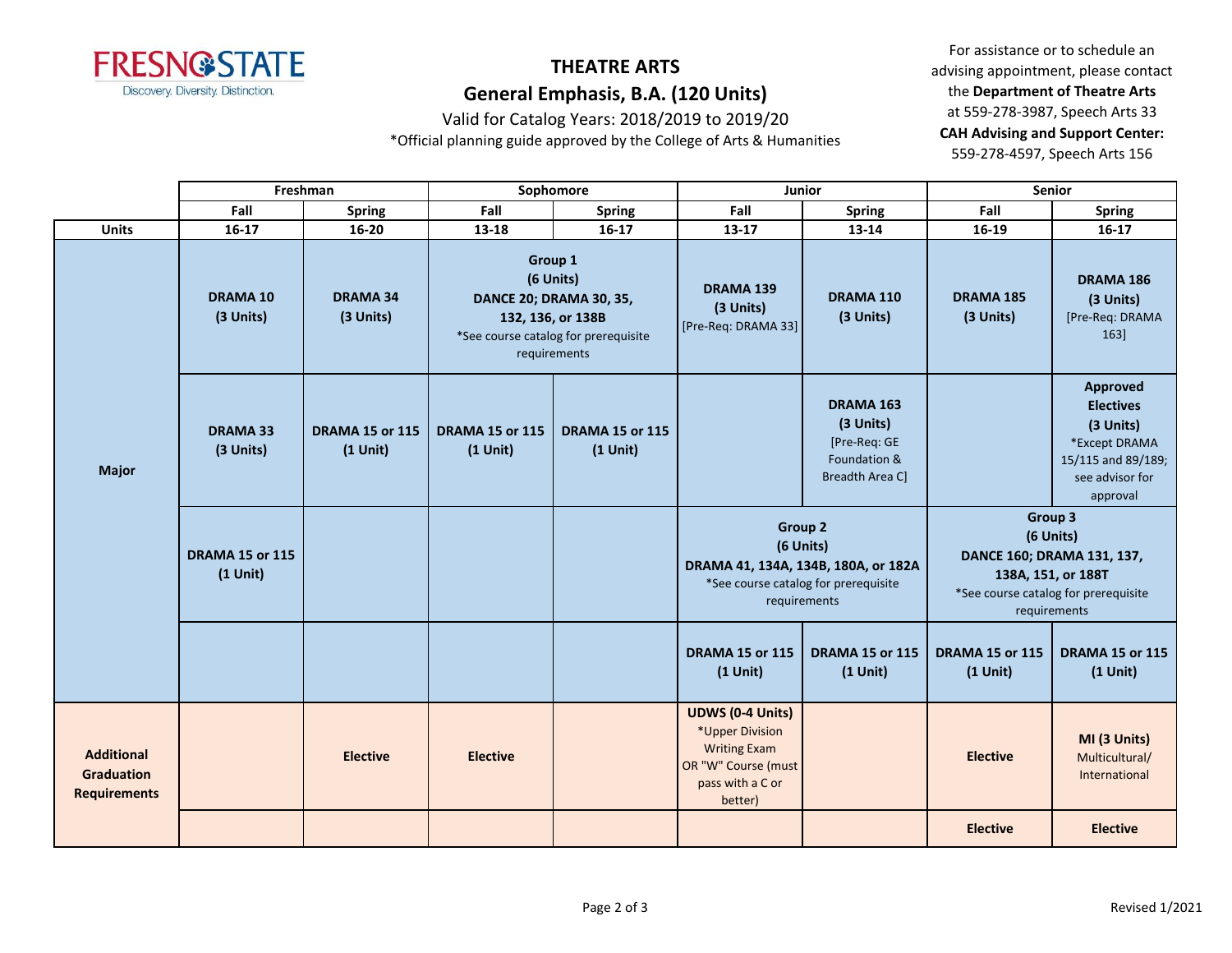**FRESNO STATE**
Discovery. Diversity. Distinction.

# THEATRE ARTS

## General Emphasis, B.A. (120 Units)

Valid for Catalog Years: 2018/2019 to 2019/20

*Official planning guide approved by the College of Arts & Humanities

For assistance or to schedule an advising appointment, please contact the **Department of Theatre Arts** at 559-278-3987, Speech Arts 33

**CAH Advising and Support Center:** 559-278-4597, Speech Arts 156

| | Freshman | | Sophomore | | Junior | | Senior | |
|---|---|---|---|---|---|---|---|---|
| | Fall | Spring | Fall | Spring | Fall | Spring | Fall | Spring |
| **Units** | 16-17 | 16-20 | 13-18 | 16-17 | 13-17 | 13-14 | 16-19 | 16-17 |
| **Major** | **DRAMA 10 (3 Units)** | **DRAMA 34 (3 Units)** | **Group 1 (6 Units) DANCE 20; DRAMA 30, 35, 132, 136, or 138B** *See course catalog for prerequisite requirements | | **DRAMA 139 (3 Units)** [Pre-Req: DRAMA 33] | **DRAMA 110 (3 Units)** | **DRAMA 185 (3 Units)** | **DRAMA 186 (3 Units)** [Pre-Req: DRAMA 163] |
| | **DRAMA 33 (3 Units)** | **DRAMA 15 or 115 (1 Unit)** | **DRAMA 15 or 115 (1 Unit)** | **DRAMA 15 or 115 (1 Unit)** | | **DRAMA 163 (3 Units)** [Pre-Req: GE Foundation & Breadth Area C] | | **Approved Electives (3 Units)** *Except DRAMA 15/115 and 89/189; see advisor for approval |
| | **DRAMA 15 or 115 (1 Unit)** | | | | **Group 2 (6 Units) DRAMA 41, 134A, 134B, 180A, or 182A** *See course catalog for prerequisite requirements | | **Group 3 (6 Units) DANCE 160; DRAMA 131, 137, 138A, 151, or 188T** *See course catalog for prerequisite requirements | |
| | | | | | **DRAMA 15 or 115 (1 Unit)** | **DRAMA 15 or 115 (1 Unit)** | **DRAMA 15 or 115 (1 Unit)** | **DRAMA 15 or 115 (1 Unit)** |
| **Additional Graduation Requirements** | | **Elective** | **Elective** | | **UDWS (0-4 Units)** *Upper Division Writing Exam OR "W" Course (must pass with a C or better) | | **Elective** | **MI (3 Units)** Multicultural/ International |
| | | | | | | | **Elective** | **Elective** |

Revised 1/2021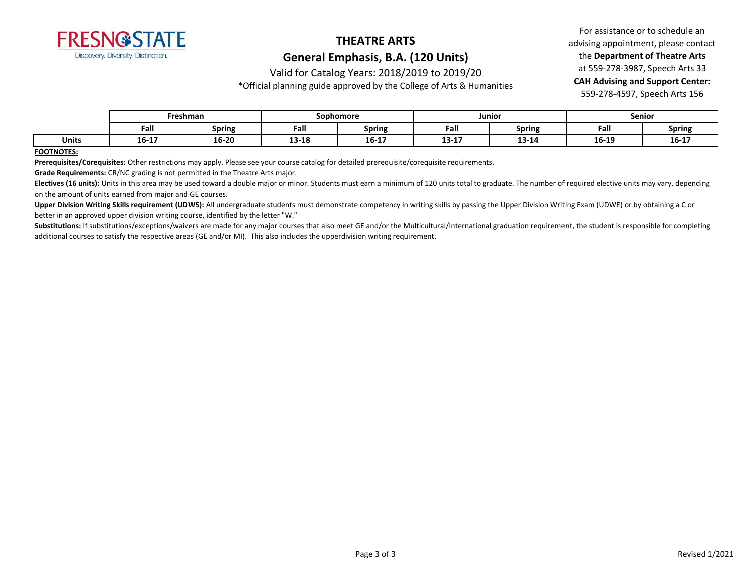# THEATRE ARTS

## General Emphasis, B.A. (120 Units)

Valid for Catalog Years: 2018/2019 to 2019/20

*Official planning guide approved by the College of Arts & Humanities

For assistance or to schedule an advising appointment, please contact the **Department of Theatre Arts** at 559-278-3987, Speech Arts 33

**CAH Advising and Support Center:** 559-278-4597, Speech Arts 156

| | Freshman | | Sophomore | | Junior | | Senior | |
|---|---|---|---|---|---|---|---|---|
| | **Fall** | **Spring** | **Fall** | **Spring** | **Fall** | **Spring** | **Fall** | **Spring** |
| **Units** | **16-17** | **16-20** | **13-18** | **16-17** | **13-17** | **13-14** | **16-19** | **16-17** |

**FOOTNOTES:**

**Prerequisites/Corequisites:** Other restrictions may apply. Please see your course catalog for detailed prerequisite/corequisite requirements.

**Grade Requirements:** CR/NC grading is not permitted in the Theatre Arts major.

**Electives (16 units):** Units in this area may be used toward a double major or minor. Students must earn a minimum of 120 units total to graduate. The number of required elective units may vary, depending on the amount of units earned from major and GE courses.

**Upper Division Writing Skills requirement (UDWS):** All undergraduate students must demonstrate competency in writing skills by passing the Upper Division Writing Exam (UDWE) or by obtaining a C or better in an approved upper division writing course, identified by the letter "W."

**Substitutions:** If substitutions/exceptions/waivers are made for any major courses that also meet GE and/or the Multicultural/International graduation requirement, the student is responsible for completing additional courses to satisfy the respective areas (GE and/or MI). This also includes the upperdivision writing requirement.

Revised 1/2021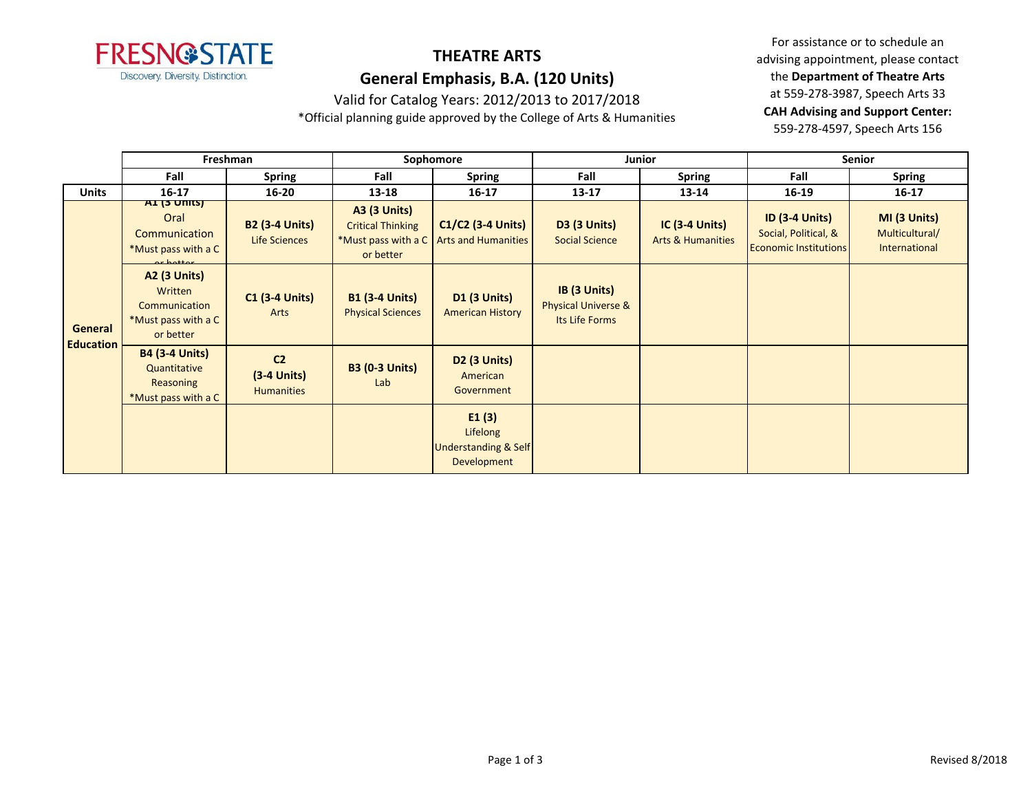# THEATRE ARTS

## General Emphasis, B.A. (120 Units)

Valid for Catalog Years: 2012/2013 to 2017/2018

*Official planning guide approved by the College of Arts & Humanities

For assistance or to schedule an advising appointment, please contact the **Department of Theatre Arts** at 559-278-3987, Speech Arts 33
**CAH Advising and Support Center:** 559-278-4597, Speech Arts 156

| | Freshman | | Sophomore | | Junior | | Senior | |
|---|---|---|---|---|---|---|---|---|
| | **Fall** | **Spring** | **Fall** | **Spring** | **Fall** | **Spring** | **Fall** | **Spring** |
| **Units** | **16-17** | **16-20** | **13-18** | **16-17** | **13-17** | **13-14** | **16-19** | **16-17** |
| **General Education** | **A1 (3 Units)** Oral Communication *Must pass with a C or better | **B2 (3-4 Units)** Life Sciences | **A3 (3 Units)** Critical Thinking *Must pass with a C or better | **C1/C2 (3-4 Units)** Arts and Humanities | **D3 (3 Units)** Social Science | **IC (3-4 Units)** Arts & Humanities | **ID (3-4 Units)** Social, Political, & Economic Institutions | **MI (3 Units)** Multicultural/ International |
| | **A2 (3 Units)** Written Communication *Must pass with a C or better | **C1 (3-4 Units)** Arts | **B1 (3-4 Units)** Physical Sciences | **D1 (3 Units)** American History | **IB (3 Units)** Physical Universe & Its Life Forms | | | |
| | **B4 (3-4 Units)** Quantitative Reasoning *Must pass with a C | **C2 (3-4 Units)** Humanities | **B3 (0-3 Units)** Lab | **D2 (3 Units)** American Government | | | | |
| | | | | **E1 (3)** Lifelong Understanding & Self Development | | | | |

Revised 8/2018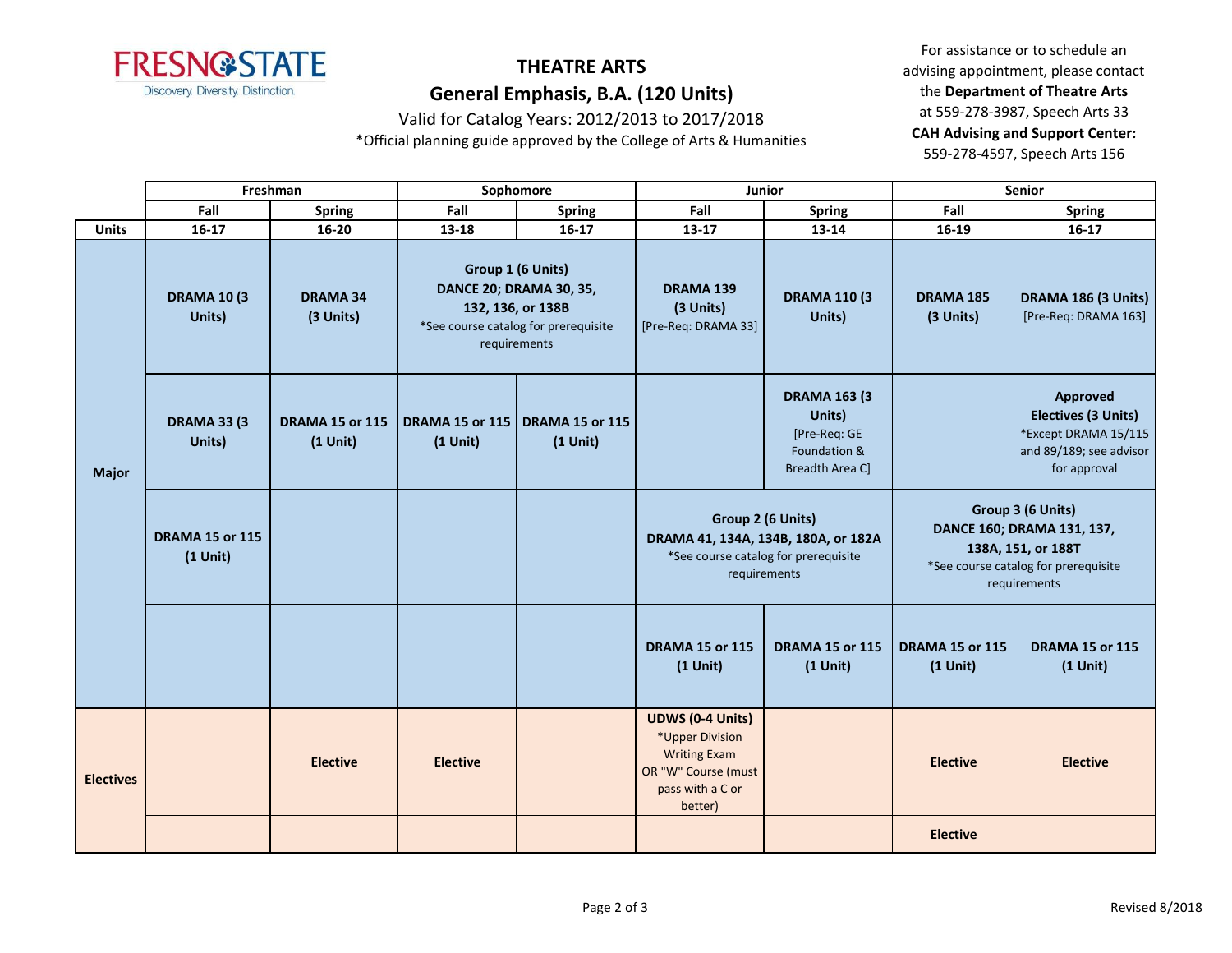FRESNO STATE
Discovery. Diversity. Distinction.

# THEATRE ARTS

## General Emphasis, B.A. (120 Units)

Valid for Catalog Years: 2012/2013 to 2017/2018

*Official planning guide approved by the College of Arts & Humanities

For assistance or to schedule an advising appointment, please contact the **Department of Theatre Arts** at 559-278-3987, Speech Arts 33
**CAH Advising and Support Center:** 559-278-4597, Speech Arts 156

| | Freshman | | Sophomore | | Junior | | Senior | |
|---|---|---|---|---|---|---|---|---|
| | **Fall** | **Spring** | **Fall** | **Spring** | **Fall** | **Spring** | **Fall** | **Spring** |
| **Units** | **16-17** | **16-20** | **13-18** | **16-17** | **13-17** | **13-14** | **16-19** | **16-17** |
| **Major** | **DRAMA 10 (3 Units)** | **DRAMA 34 (3 Units)** | **Group 1 (6 Units) DANCE 20; DRAMA 30, 35, 132, 136, or 138B** *See course catalog for prerequisite requirements | | **DRAMA 139 (3 Units)** [Pre-Req: DRAMA 33] | **DRAMA 110 (3 Units)** | **DRAMA 185 (3 Units)** | **DRAMA 186 (3 Units)** [Pre-Req: DRAMA 163] |
| | **DRAMA 33 (3 Units)** | **DRAMA 15 or 115 (1 Unit)** | **DRAMA 15 or 115 (1 Unit)** | **DRAMA 15 or 115 (1 Unit)** | | **DRAMA 163 (3 Units)** [Pre-Req: GE Foundation & Breadth Area C] | | **Approved Electives (3 Units)** *Except DRAMA 15/115 and 89/189; see advisor for approval |
| | **DRAMA 15 or 115 (1 Unit)** | | | | **Group 2 (6 Units) DRAMA 41, 134A, 134B, 180A, or 182A** *See course catalog for prerequisite requirements | | **Group 3 (6 Units) DANCE 160; DRAMA 131, 137, 138A, 151, or 188T** *See course catalog for prerequisite requirements | |
| | | | | | **DRAMA 15 or 115 (1 Unit)** | **DRAMA 15 or 115 (1 Unit)** | **DRAMA 15 or 115 (1 Unit)** | **DRAMA 15 or 115 (1 Unit)** |
| **Electives** | | **Elective** | **Elective** | | **UDWS (0-4 Units)** *Upper Division Writing Exam OR "W" Course (must pass with a C or better) | | **Elective** | **Elective** |
| | | | | | | | **Elective** | |

Revised 8/2018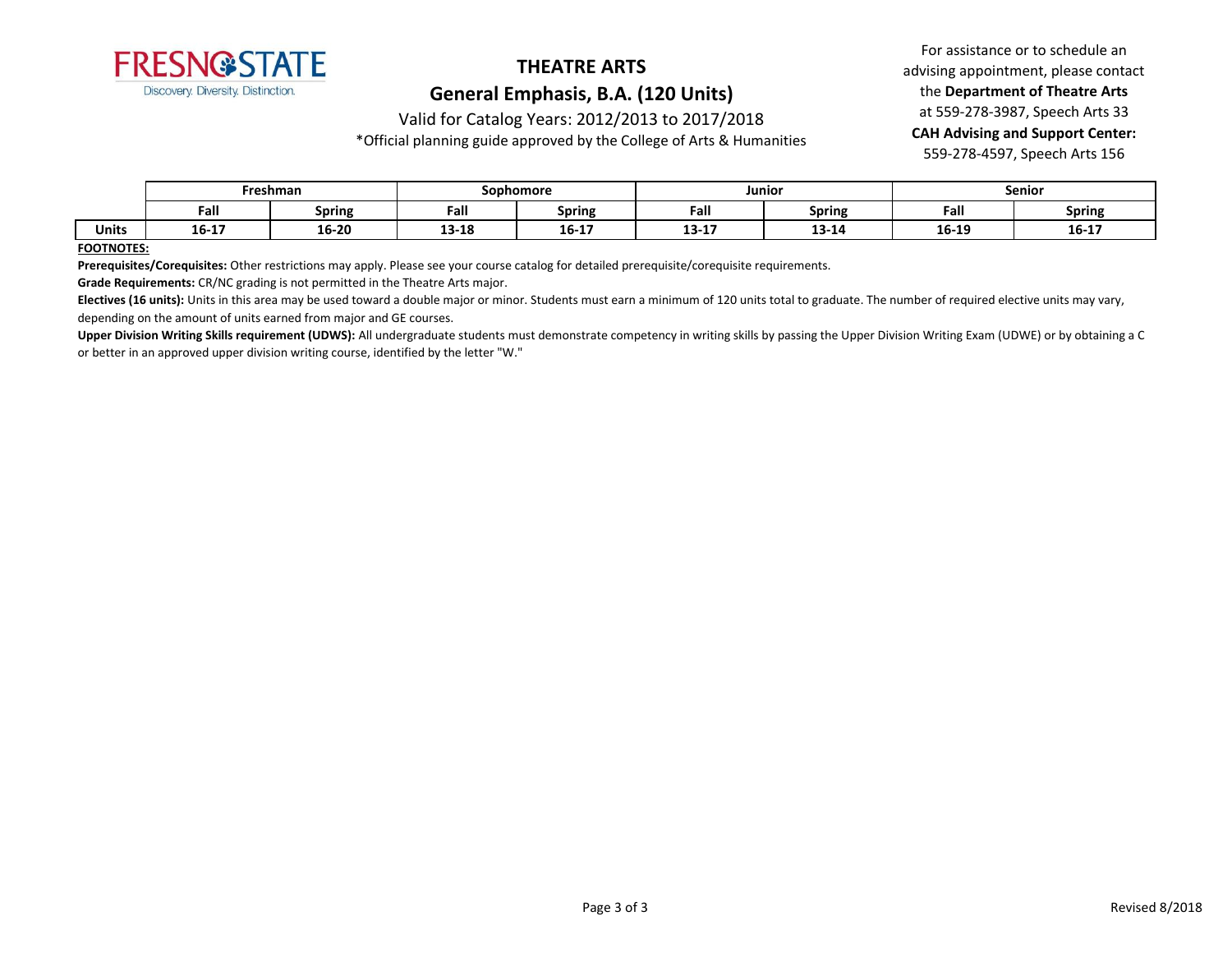FRESNO STATE

Discovery. Diversity. Distinction.

# THEATRE ARTS

## General Emphasis, B.A. (120 Units)

Valid for Catalog Years: 2012/2013 to 2017/2018

*Official planning guide approved by the College of Arts & Humanities

For assistance or to schedule an advising appointment, please contact the **Department of Theatre Arts** at 559-278-3987, Speech Arts 33

**CAH Advising and Support Center:** 559-278-4597, Speech Arts 156

| | Freshman | | Sophomore | | Junior | | Senior | |
|---|---|---|---|---|---|---|---|---|
| | **Fall** | **Spring** | **Fall** | **Spring** | **Fall** | **Spring** | **Fall** | **Spring** |
| **Units** | **16-17** | **16-20** | **13-18** | **16-17** | **13-17** | **13-14** | **16-19** | **16-17** |

**FOOTNOTES:**

**Prerequisites/Corequisites:** Other restrictions may apply. Please see your course catalog for detailed prerequisite/corequisite requirements.

**Grade Requirements:** CR/NC grading is not permitted in the Theatre Arts major.

**Electives (16 units):** Units in this area may be used toward a double major or minor. Students must earn a minimum of 120 units total to graduate. The number of required elective units may vary, depending on the amount of units earned from major and GE courses.

**Upper Division Writing Skills requirement (UDWS):** All undergraduate students must demonstrate competency in writing skills by passing the Upper Division Writing Exam (UDWE) or by obtaining a C or better in an approved upper division writing course, identified by the letter "W."

Revised 8/2018